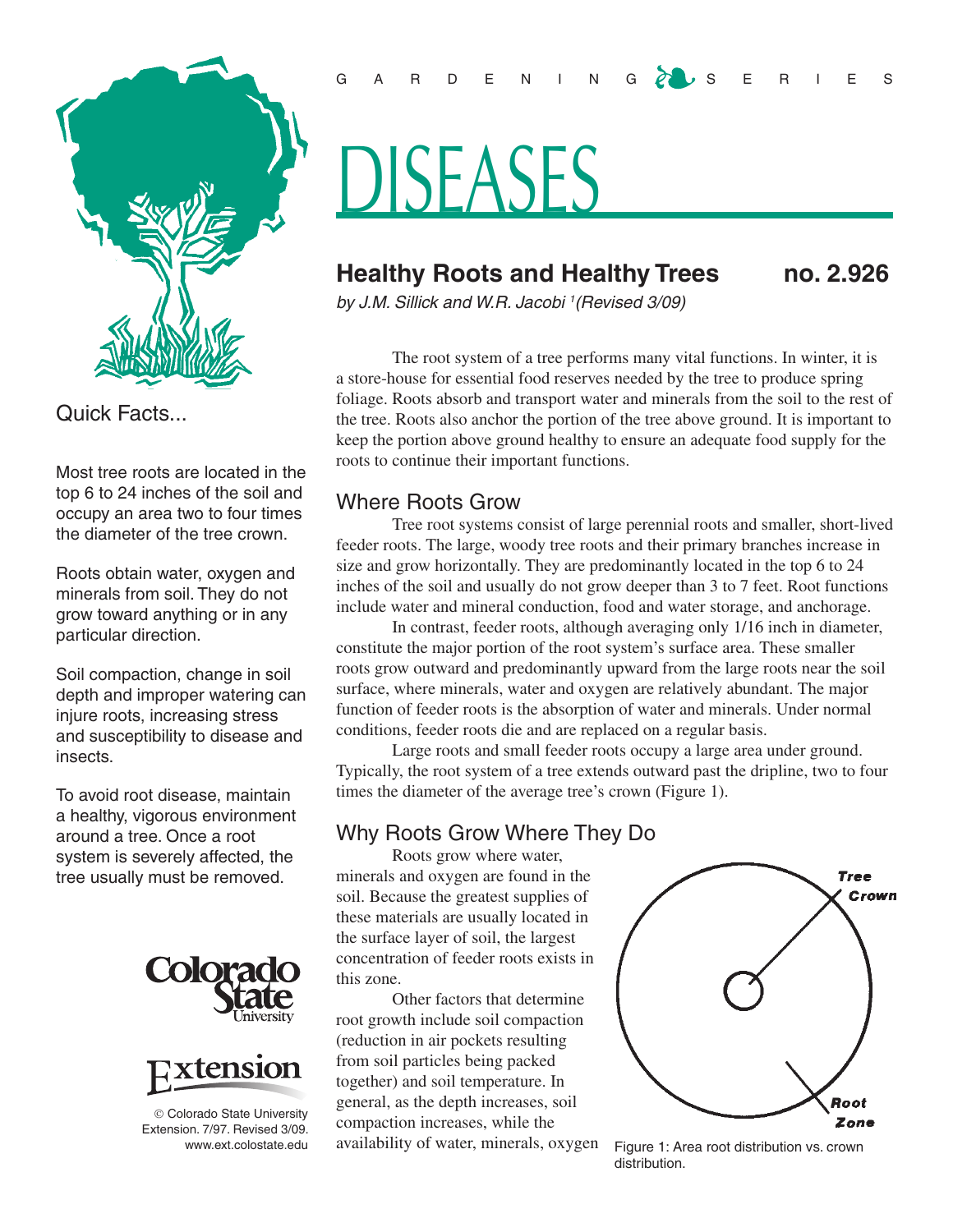GARDENING SERIES

# DISEASES

## Healthy Roots and Healthy Trees no. 2.926

*by J.M. Sillick and W.R. Jacobi [1] (Revised 3/09)*

### Quick Facts...

Most tree roots are located in the top 6 to 24 inches of the soil and occupy an area two to four times the diameter of the tree crown.

Roots obtain water, oxygen and minerals from soil. They do not grow toward anything or in any particular direction.

Soil compaction, change in soil depth and improper watering can injure roots, increasing stress and susceptibility to disease and insects.

To avoid root disease, maintain a healthy, vigorous environment around a tree. Once a root system is severely affected, the tree usually must be removed.

© Colorado State University Extension. 7/97. Revised 3/09. www.ext.colostate.edu

The root system of a tree performs many vital functions. In winter, it is a store-house for essential food reserves needed by the tree to produce spring foliage. Roots absorb and transport water and minerals from the soil to the rest of the tree. Roots also anchor the portion of the tree above ground. It is important to keep the portion above ground healthy to ensure an adequate food supply for the roots to continue their important functions.

### Where Roots Grow

Tree root systems consist of large perennial roots and smaller, short-lived feeder roots. The large, woody tree roots and their primary branches increase in size and grow horizontally. They are predominantly located in the top 6 to 24 inches of the soil and usually do not grow deeper than 3 to 7 feet. Root functions include water and mineral conduction, food and water storage, and anchorage.

In contrast, feeder roots, although averaging only 1/16 inch in diameter, constitute the major portion of the root system's surface area. These smaller roots grow outward and predominantly upward from the large roots near the soil surface, where minerals, water and oxygen are relatively abundant. The major function of feeder roots is the absorption of water and minerals. Under normal conditions, feeder roots die and are replaced on a regular basis.

Large roots and small feeder roots occupy a large area under ground. Typically, the root system of a tree extends outward past the dripline, two to four times the diameter of the average tree's crown (Figure 1).

### Why Roots Grow Where They Do

Roots grow where water, minerals and oxygen are found in the soil. Because the greatest supplies of these materials are usually located in the surface layer of soil, the largest concentration of feeder roots exists in this zone.

Other factors that determine root growth include soil compaction (reduction in air pockets resulting from soil particles being packed together) and soil temperature. In general, as the depth increases, soil compaction increases, while the availability of water, minerals, oxygen

Tree Crown

Root Zone

Figure 1: Area root distribution vs. crown distribution.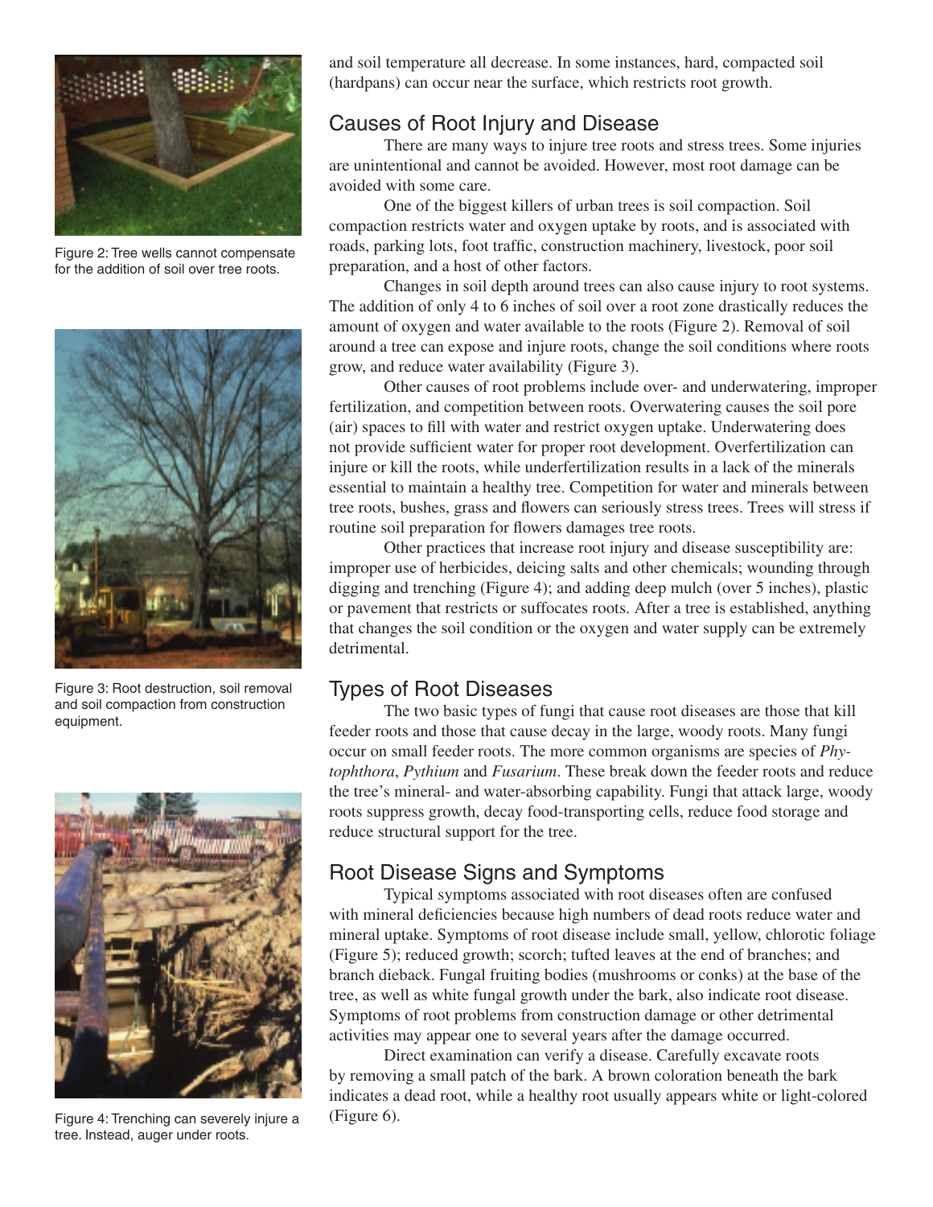Figure 2: Tree wells cannot compensate for the addition of soil over tree roots.

Figure 3: Root destruction, soil removal and soil compaction from construction equipment.

Figure 4: Trenching can severely injure a tree. Instead, auger under roots.

and soil temperature all decrease. In some instances, hard, compacted soil (hardpans) can occur near the surface, which restricts root growth.

## Causes of Root Injury and Disease

There are many ways to injure tree roots and stress trees. Some injuries are unintentional and cannot be avoided. However, most root damage can be avoided with some care.

One of the biggest killers of urban trees is soil compaction. Soil compaction restricts water and oxygen uptake by roots, and is associated with roads, parking lots, foot traffic, construction machinery, livestock, poor soil preparation, and a host of other factors.

Changes in soil depth around trees can also cause injury to root systems. The addition of only 4 to 6 inches of soil over a root zone drastically reduces the amount of oxygen and water available to the roots (Figure 2). Removal of soil around a tree can expose and injure roots, change the soil conditions where roots grow, and reduce water availability (Figure 3).

Other causes of root problems include over- and underwatering, improper fertilization, and competition between roots. Overwatering causes the soil pore (air) spaces to fill with water and restrict oxygen uptake. Underwatering does not provide sufficient water for proper root development. Overfertilization can injure or kill the roots, while underfertilization results in a lack of the minerals essential to maintain a healthy tree. Competition for water and minerals between tree roots, bushes, grass and flowers can seriously stress trees. Trees will stress if routine soil preparation for flowers damages tree roots.

Other practices that increase root injury and disease susceptibility are: improper use of herbicides, deicing salts and other chemicals; wounding through digging and trenching (Figure 4); and adding deep mulch (over 5 inches), plastic or pavement that restricts or suffocates roots. After a tree is established, anything that changes the soil condition or the oxygen and water supply can be extremely detrimental.

## Types of Root Diseases

The two basic types of fungi that cause root diseases are those that kill feeder roots and those that cause decay in the large, woody roots. Many fungi occur on small feeder roots. The more common organisms are species of *Phytophthora*, *Pythium* and *Fusarium*. These break down the feeder roots and reduce the tree's mineral- and water-absorbing capability. Fungi that attack large, woody roots suppress growth, decay food-transporting cells, reduce food storage and reduce structural support for the tree.

## Root Disease Signs and Symptoms

Typical symptoms associated with root diseases often are confused with mineral deficiencies because high numbers of dead roots reduce water and mineral uptake. Symptoms of root disease include small, yellow, chlorotic foliage (Figure 5); reduced growth; scorch; tufted leaves at the end of branches; and branch dieback. Fungal fruiting bodies (mushrooms or conks) at the base of the tree, as well as white fungal growth under the bark, also indicate root disease. Symptoms of root problems from construction damage or other detrimental activities may appear one to several years after the damage occurred.

Direct examination can verify a disease. Carefully excavate roots by removing a small patch of the bark. A brown coloration beneath the bark indicates a dead root, while a healthy root usually appears white or light-colored (Figure 6).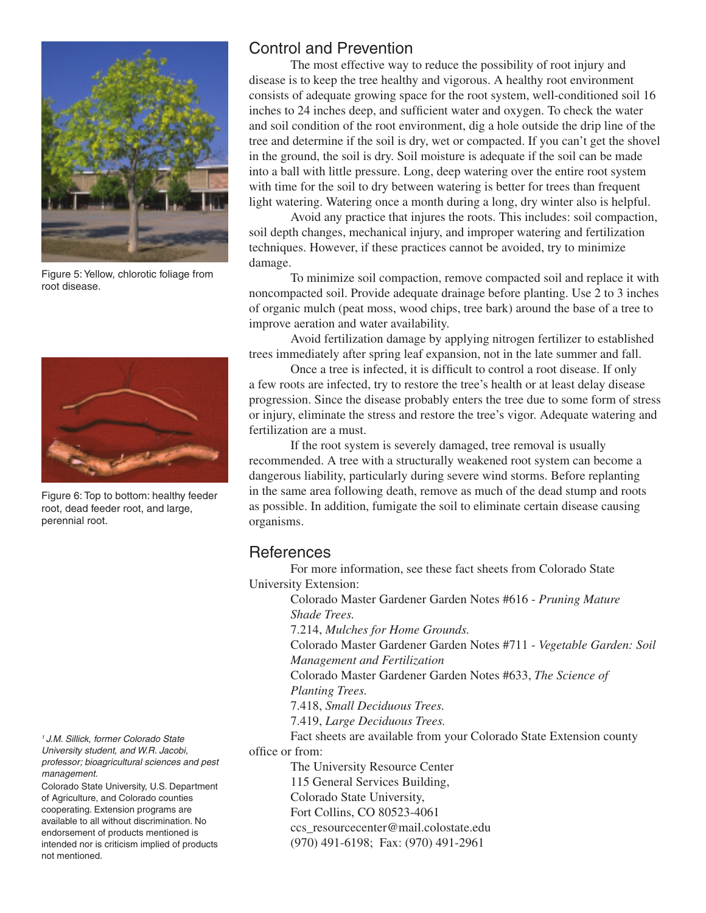## Control and Prevention

The most effective way to reduce the possibility of root injury and disease is to keep the tree healthy and vigorous. A healthy root environment consists of adequate growing space for the root system, well-conditioned soil 16 inches to 24 inches deep, and sufficient water and oxygen. To check the water and soil condition of the root environment, dig a hole outside the drip line of the tree and determine if the soil is dry, wet or compacted. If you can't get the shovel in the ground, the soil is dry. Soil moisture is adequate if the soil can be made into a ball with little pressure. Long, deep watering over the entire root system with time for the soil to dry between watering is better for trees than frequent light watering. Watering once a month during a long, dry winter also is helpful.

Avoid any practice that injures the roots. This includes: soil compaction, soil depth changes, mechanical injury, and improper watering and fertilization techniques. However, if these practices cannot be avoided, try to minimize damage.

To minimize soil compaction, remove compacted soil and replace it with noncompacted soil. Provide adequate drainage before planting. Use 2 to 3 inches of organic mulch (peat moss, wood chips, tree bark) around the base of a tree to improve aeration and water availability.

Avoid fertilization damage by applying nitrogen fertilizer to established trees immediately after spring leaf expansion, not in the late summer and fall.

Once a tree is infected, it is difficult to control a root disease. If only a few roots are infected, try to restore the tree's health or at least delay disease progression. Since the disease probably enters the tree due to some form of stress or injury, eliminate the stress and restore the tree's vigor. Adequate watering and fertilization are a must.

If the root system is severely damaged, tree removal is usually recommended. A tree with a structurally weakened root system can become a dangerous liability, particularly during severe wind storms. Before replanting in the same area following death, remove as much of the dead stump and roots as possible. In addition, fumigate the soil to eliminate certain disease causing organisms.

Figure 5: Yellow, chlorotic foliage from root disease.

Figure 6: Top to bottom: healthy feeder root, dead feeder root, and large, perennial root.

## References

For more information, see these fact sheets from Colorado State University Extension:

Colorado Master Gardener Garden Notes #616 - *Pruning Mature Shade Trees.*

7.214, *Mulches for Home Grounds.*

Colorado Master Gardener Garden Notes #711 - *Vegetable Garden: Soil Management and Fertilization*

Colorado Master Gardener Garden Notes #633, *The Science of Planting Trees.*

7.418, *Small Deciduous Trees.*

7.419, *Large Deciduous Trees.*

Fact sheets are available from your Colorado State Extension county office or from:

The University Resource Center
115 General Services Building,
Colorado State University,
Fort Collins, CO 80523-4061
ccs_resourcecenter@mail.colostate.edu
(970) 491-6198; Fax: (970) 491-2961

[1] *J.M. Sillick, former Colorado State University student, and W.R. Jacobi, professor; bioagricultural sciences and pest management.*

Colorado State University, U.S. Department of Agriculture, and Colorado counties cooperating. Extension programs are available to all without discrimination. No endorsement of products mentioned is intended nor is criticism implied of products not mentioned.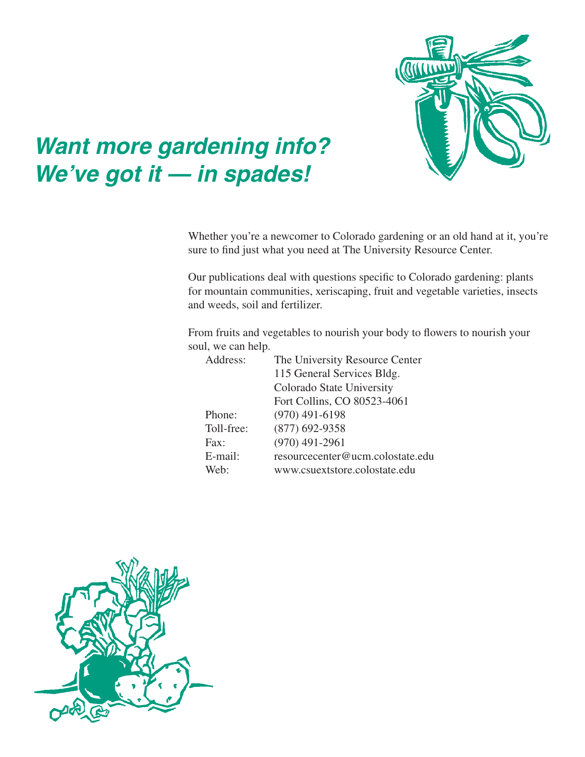# *Want more gardening info? We've got it — in spades!*

Whether you're a newcomer to Colorado gardening or an old hand at it, you're sure to find just what you need at The University Resource Center.

Our publications deal with questions specific to Colorado gardening: plants for mountain communities, xeriscaping, fruit and vegetable varieties, insects and weeds, soil and fertilizer.

From fruits and vegetables to nourish your body to flowers to nourish your soul, we can help.

| | |
|---|---|
| Address: | The University Resource Center |
| | 115 General Services Bldg. |
| | Colorado State University |
| | Fort Collins, CO 80523-4061 |
| Phone: | (970) 491-6198 |
| Toll-free: | (877) 692-9358 |
| Fax: | (970) 491-2961 |
| E-mail: | resourcecenter@ucm.colostate.edu |
| Web: | www.csuextstore.colostate.edu |